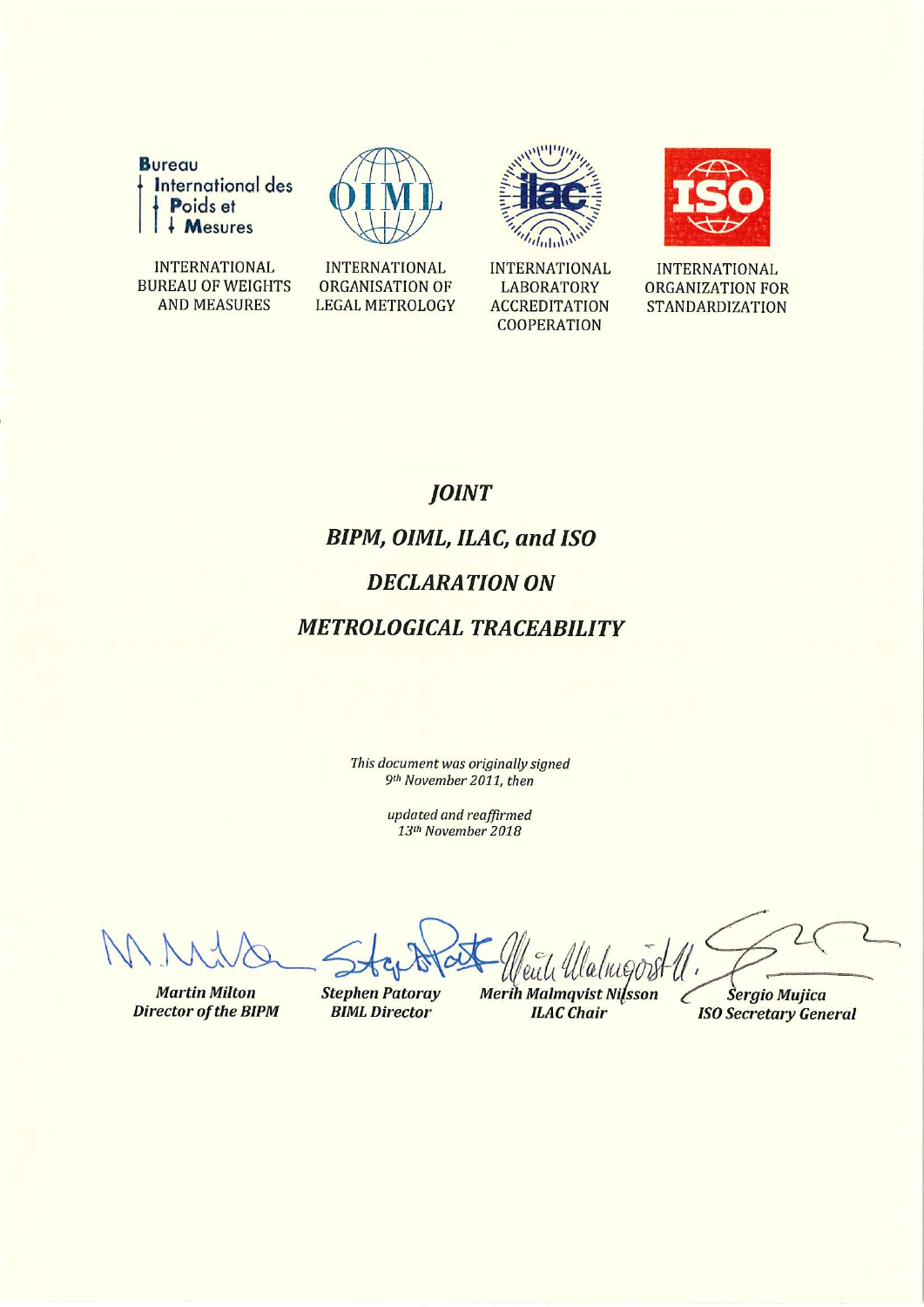Bureau International des Poids et Mesures

INTERNATIONAL BUREAU OF WEIGHTS AND MEASURES

INTERNATIONAL ORGANISATION OF LEGAL METROLOGY

INTERNATIONAL LABORATORY ACCREDITATION COOPERATION

INTERNATIONAL ORGANIZATION FOR STANDARDIZATION

# *JOINT*
# *BIPM, OIML, ILAC, and ISO*
# *DECLARATION ON*
# *METROLOGICAL TRACEABILITY*

*This document was originally signed 9th November 2011, then*

*updated and reaffirmed 13th November 2018*

| ***Martin Milton*** | ***Stephen Patoray*** | ***Merih Malmqvist Nilsson*** | ***Sergio Mujica*** |
| --- | --- | --- | --- |
| ***Director of the BIPM*** | ***BIML Director*** | ***ILAC Chair*** | ***ISO Secretary General*** |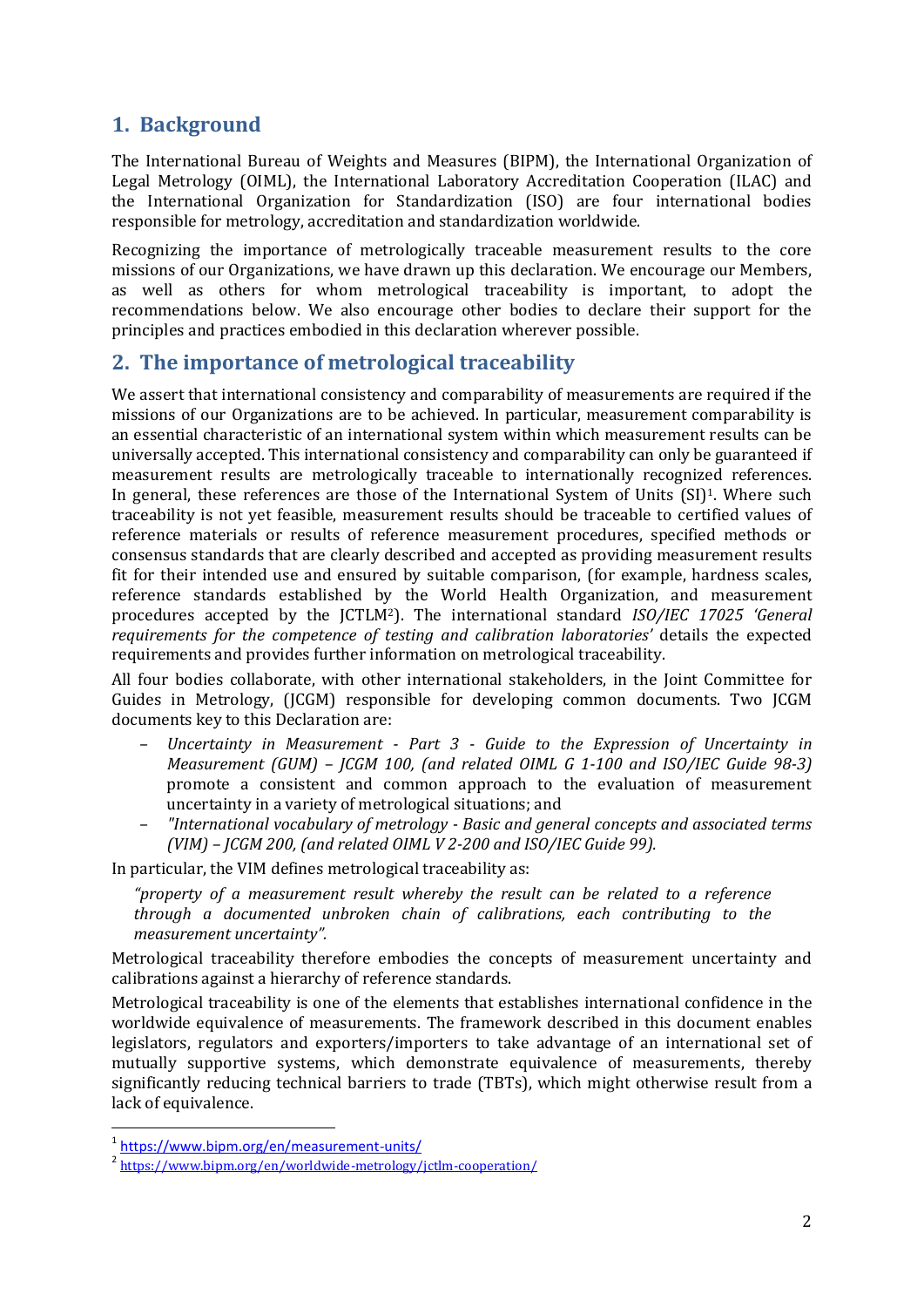## 1. Background

The International Bureau of Weights and Measures (BIPM), the International Organization of Legal Metrology (OIML), the International Laboratory Accreditation Cooperation (ILAC) and the International Organization for Standardization (ISO) are four international bodies responsible for metrology, accreditation and standardization worldwide.

Recognizing the importance of metrologically traceable measurement results to the core missions of our Organizations, we have drawn up this declaration. We encourage our Members, as well as others for whom metrological traceability is important, to adopt the recommendations below. We also encourage other bodies to declare their support for the principles and practices embodied in this declaration wherever possible.

## 2. The importance of metrological traceability

We assert that international consistency and comparability of measurements are required if the missions of our Organizations are to be achieved. In particular, measurement comparability is an essential characteristic of an international system within which measurement results can be universally accepted. This international consistency and comparability can only be guaranteed if measurement results are metrologically traceable to internationally recognized references. In general, these references are those of the International System of Units (SI)[1]. Where such traceability is not yet feasible, measurement results should be traceable to certified values of reference materials or results of reference measurement procedures, specified methods or consensus standards that are clearly described and accepted as providing measurement results fit for their intended use and ensured by suitable comparison, (for example, hardness scales, reference standards established by the World Health Organization, and measurement procedures accepted by the JCTLM[2]). The international standard *ISO/IEC 17025 'General requirements for the competence of testing and calibration laboratories'* details the expected requirements and provides further information on metrological traceability.

All four bodies collaborate, with other international stakeholders, in the Joint Committee for Guides in Metrology, (JCGM) responsible for developing common documents. Two JCGM documents key to this Declaration are:

- *Uncertainty in Measurement - Part 3 - Guide to the Expression of Uncertainty in Measurement (GUM) – JCGM 100, (and related OIML G 1-100 and ISO/IEC Guide 98-3)* promote a consistent and common approach to the evaluation of measurement uncertainty in a variety of metrological situations; and
- *"International vocabulary of metrology - Basic and general concepts and associated terms (VIM) – JCGM 200, (and related OIML V 2-200 and ISO/IEC Guide 99).*

In particular, the VIM defines metrological traceability as:

> *"property of a measurement result whereby the result can be related to a reference through a documented unbroken chain of calibrations, each contributing to the measurement uncertainty".*

Metrological traceability therefore embodies the concepts of measurement uncertainty and calibrations against a hierarchy of reference standards.

Metrological traceability is one of the elements that establishes international confidence in the worldwide equivalence of measurements. The framework described in this document enables legislators, regulators and exporters/importers to take advantage of an international set of mutually supportive systems, which demonstrate equivalence of measurements, thereby significantly reducing technical barriers to trade (TBTs), which might otherwise result from a lack of equivalence.

---

[1] https://www.bipm.org/en/measurement-units/

[2] https://www.bipm.org/en/worldwide-metrology/jctlm-cooperation/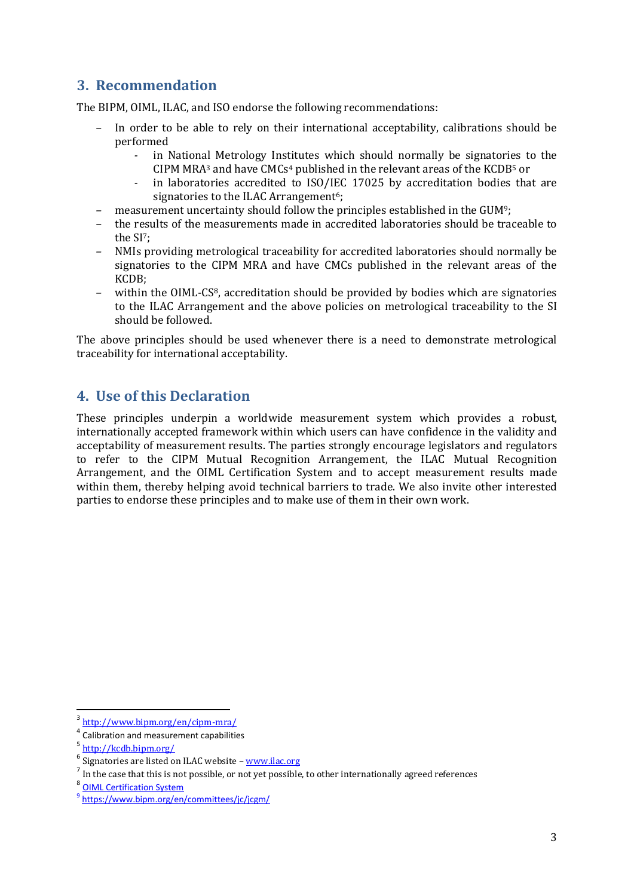## 3. Recommendation

The BIPM, OIML, ILAC, and ISO endorse the following recommendations:

- In order to be able to rely on their international acceptability, calibrations should be performed
  - in National Metrology Institutes which should normally be signatories to the CIPM MRA[3] and have CMCs[4] published in the relevant areas of the KCDB[5] or
  - in laboratories accredited to ISO/IEC 17025 by accreditation bodies that are signatories to the ILAC Arrangement[6];
- measurement uncertainty should follow the principles established in the GUM[9];
- the results of the measurements made in accredited laboratories should be traceable to the SI[7];
- NMIs providing metrological traceability for accredited laboratories should normally be signatories to the CIPM MRA and have CMCs published in the relevant areas of the KCDB;
- within the OIML-CS[8], accreditation should be provided by bodies which are signatories to the ILAC Arrangement and the above policies on metrological traceability to the SI should be followed.

The above principles should be used whenever there is a need to demonstrate metrological traceability for international acceptability.

## 4. Use of this Declaration

These principles underpin a worldwide measurement system which provides a robust, internationally accepted framework within which users can have confidence in the validity and acceptability of measurement results. The parties strongly encourage legislators and regulators to refer to the CIPM Mutual Recognition Arrangement, the ILAC Mutual Recognition Arrangement, and the OIML Certification System and to accept measurement results made within them, thereby helping avoid technical barriers to trade. We also invite other interested parties to endorse these principles and to make use of them in their own work.

---

[3] http://www.bipm.org/en/cipm-mra/

[4] Calibration and measurement capabilities

[5] http://kcdb.bipm.org/

[6] Signatories are listed on ILAC website – www.ilac.org

[7] In the case that this is not possible, or not yet possible, to other internationally agreed references

[8] OIML Certification System

[9] https://www.bipm.org/en/committees/jc/jcgm/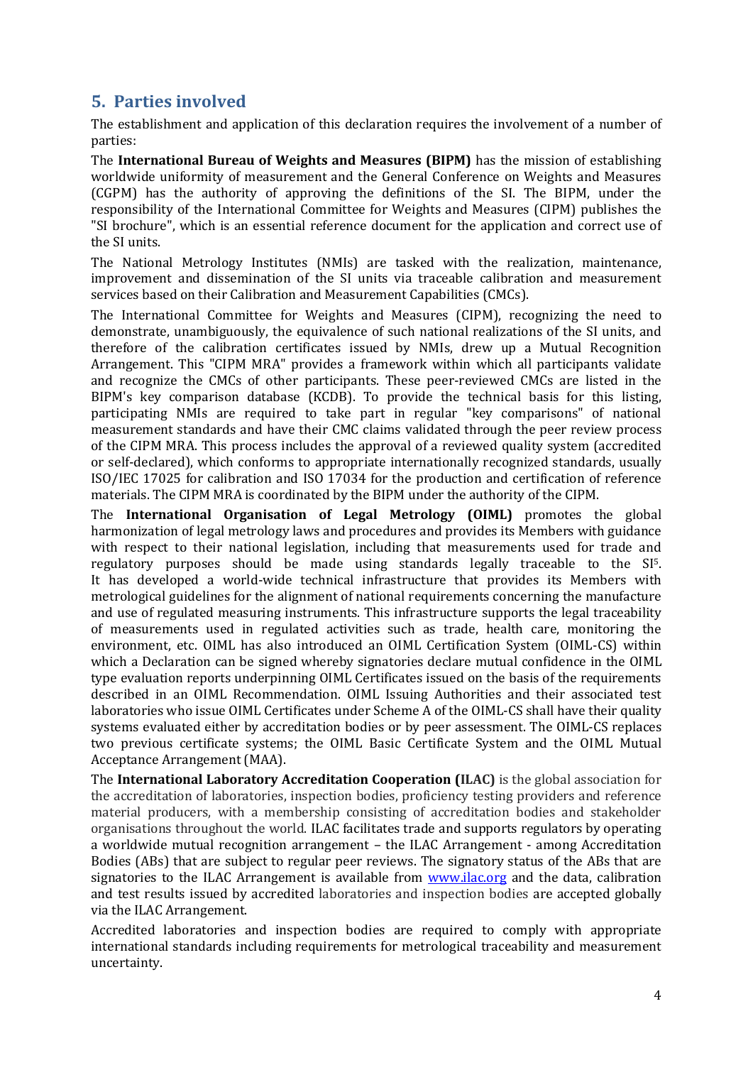## 5. Parties involved

The establishment and application of this declaration requires the involvement of a number of parties:

The **International Bureau of Weights and Measures (BIPM)** has the mission of establishing worldwide uniformity of measurement and the General Conference on Weights and Measures (CGPM) has the authority of approving the definitions of the SI. The BIPM, under the responsibility of the International Committee for Weights and Measures (CIPM) publishes the "SI brochure", which is an essential reference document for the application and correct use of the SI units.

The National Metrology Institutes (NMIs) are tasked with the realization, maintenance, improvement and dissemination of the SI units via traceable calibration and measurement services based on their Calibration and Measurement Capabilities (CMCs).

The International Committee for Weights and Measures (CIPM), recognizing the need to demonstrate, unambiguously, the equivalence of such national realizations of the SI units, and therefore of the calibration certificates issued by NMIs, drew up a Mutual Recognition Arrangement. This "CIPM MRA" provides a framework within which all participants validate and recognize the CMCs of other participants. These peer-reviewed CMCs are listed in the BIPM's key comparison database (KCDB). To provide the technical basis for this listing, participating NMIs are required to take part in regular "key comparisons" of national measurement standards and have their CMC claims validated through the peer review process of the CIPM MRA. This process includes the approval of a reviewed quality system (accredited or self-declared), which conforms to appropriate internationally recognized standards, usually ISO/IEC 17025 for calibration and ISO 17034 for the production and certification of reference materials. The CIPM MRA is coordinated by the BIPM under the authority of the CIPM.

The **International Organisation of Legal Metrology (OIML)** promotes the global harmonization of legal metrology laws and procedures and provides its Members with guidance with respect to their national legislation, including that measurements used for trade and regulatory purposes should be made using standards legally traceable to the SI[5]. It has developed a world-wide technical infrastructure that provides its Members with metrological guidelines for the alignment of national requirements concerning the manufacture and use of regulated measuring instruments. This infrastructure supports the legal traceability of measurements used in regulated activities such as trade, health care, monitoring the environment, etc. OIML has also introduced an OIML Certification System (OIML-CS) within which a Declaration can be signed whereby signatories declare mutual confidence in the OIML type evaluation reports underpinning OIML Certificates issued on the basis of the requirements described in an OIML Recommendation. OIML Issuing Authorities and their associated test laboratories who issue OIML Certificates under Scheme A of the OIML-CS shall have their quality systems evaluated either by accreditation bodies or by peer assessment. The OIML-CS replaces two previous certificate systems; the OIML Basic Certificate System and the OIML Mutual Acceptance Arrangement (MAA).

The **International Laboratory Accreditation Cooperation (ILAC)** is the global association for the accreditation of laboratories, inspection bodies, proficiency testing providers and reference material producers, with a membership consisting of accreditation bodies and stakeholder organisations throughout the world. ILAC facilitates trade and supports regulators by operating a worldwide mutual recognition arrangement – the ILAC Arrangement - among Accreditation Bodies (ABs) that are subject to regular peer reviews. The signatory status of the ABs that are signatories to the ILAC Arrangement is available from [www.ilac.org](http://www.ilac.org) and the data, calibration and test results issued by accredited laboratories and inspection bodies are accepted globally via the ILAC Arrangement.

Accredited laboratories and inspection bodies are required to comply with appropriate international standards including requirements for metrological traceability and measurement uncertainty.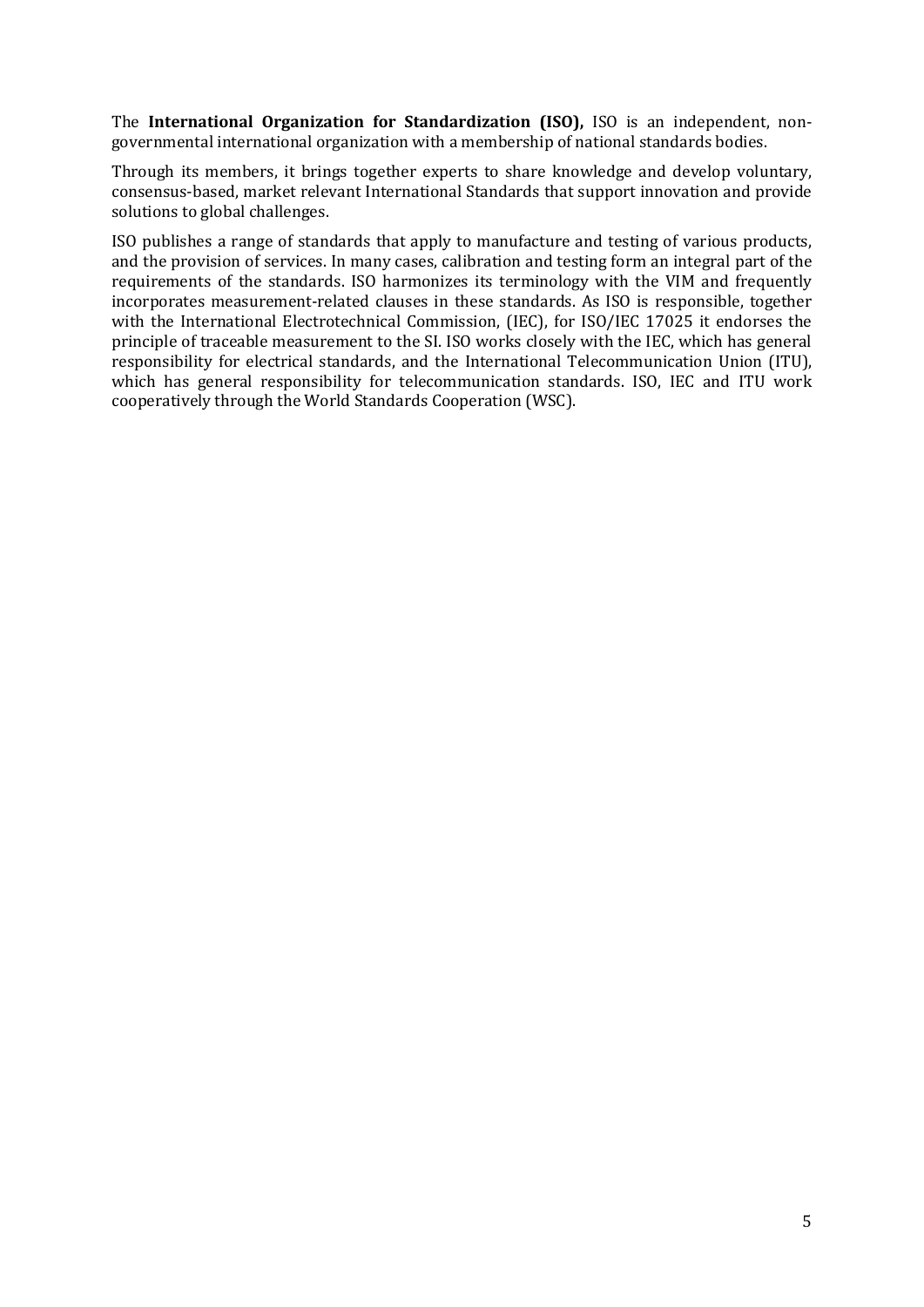The **International Organization for Standardization (ISO),** ISO is an independent, non-governmental international organization with a membership of national standards bodies.

Through its members, it brings together experts to share knowledge and develop voluntary, consensus-based, market relevant International Standards that support innovation and provide solutions to global challenges.

ISO publishes a range of standards that apply to manufacture and testing of various products, and the provision of services. In many cases, calibration and testing form an integral part of the requirements of the standards. ISO harmonizes its terminology with the VIM and frequently incorporates measurement-related clauses in these standards. As ISO is responsible, together with the International Electrotechnical Commission, (IEC), for ISO/IEC 17025 it endorses the principle of traceable measurement to the SI. ISO works closely with the IEC, which has general responsibility for electrical standards, and the International Telecommunication Union (ITU), which has general responsibility for telecommunication standards. ISO, IEC and ITU work cooperatively through the World Standards Cooperation (WSC).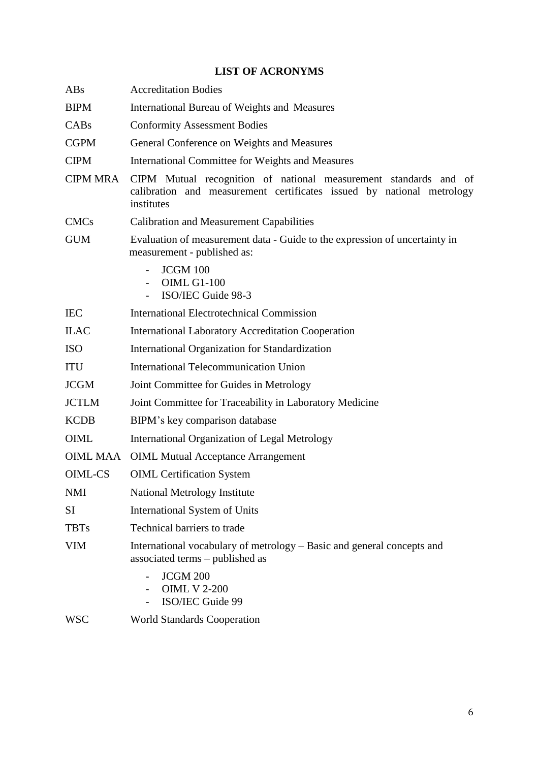## LIST OF ACRONYMS

| | |
|---|---|
| ABs | Accreditation Bodies |
| BIPM | International Bureau of Weights and Measures |
| CABs | Conformity Assessment Bodies |
| CGPM | General Conference on Weights and Measures |
| CIPM | International Committee for Weights and Measures |
| CIPM MRA | CIPM Mutual recognition of national measurement standards and of calibration and measurement certificates issued by national metrology institutes |
| CMCs | Calibration and Measurement Capabilities |
| GUM | Evaluation of measurement data - Guide to the expression of uncertainty in measurement - published as: <br> - JCGM 100 <br> - OIML G1-100 <br> - ISO/IEC Guide 98-3 |
| IEC | International Electrotechnical Commission |
| ILAC | International Laboratory Accreditation Cooperation |
| ISO | International Organization for Standardization |
| ITU | International Telecommunication Union |
| JCGM | Joint Committee for Guides in Metrology |
| JCTLM | Joint Committee for Traceability in Laboratory Medicine |
| KCDB | BIPM's key comparison database |
| OIML | International Organization of Legal Metrology |
| OIML MAA | OIML Mutual Acceptance Arrangement |
| OIML-CS | OIML Certification System |
| NMI | National Metrology Institute |
| SI | International System of Units |
| TBTs | Technical barriers to trade |
| VIM | International vocabulary of metrology – Basic and general concepts and associated terms – published as <br> - JCGM 200 <br> - OIML V 2-200 <br> - ISO/IEC Guide 99 |
| WSC | World Standards Cooperation |